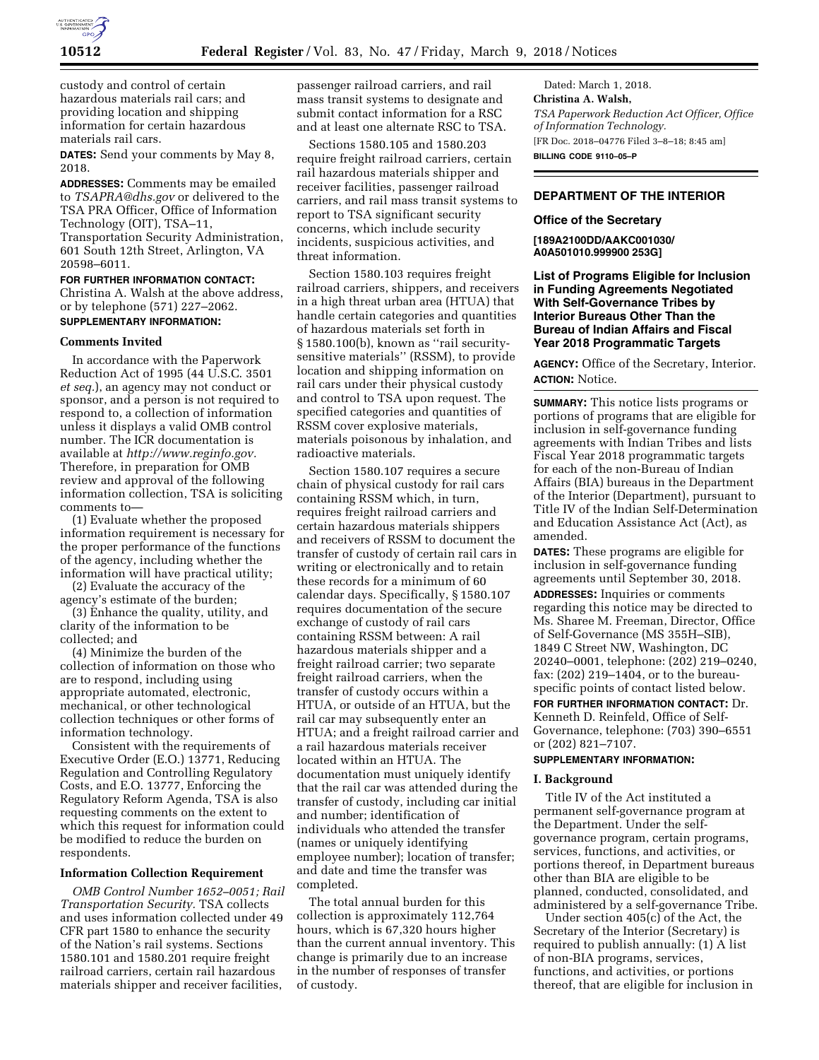custody and control of certain hazardous materials rail cars; and providing location and shipping information for certain hazardous materials rail cars.

**DATES:** Send your comments by May 8, 2018.

**ADDRESSES:** Comments may be emailed to *TSAPRA@dhs.gov* or delivered to the TSA PRA Officer, Office of Information Technology (OIT), TSA–11, Transportation Security Administration, 601 South 12th Street, Arlington, VA 20598–6011.

**FOR FURTHER INFORMATION CONTACT:** Christina A. Walsh at the above address, or by telephone (571) 227–2062.

**SUPPLEMENTARY INFORMATION:**

## Comments Invited

In accordance with the Paperwork Reduction Act of 1995 (44 U.S.C. 3501 *et seq.*), an agency may not conduct or sponsor, and a person is not required to respond to, a collection of information unless it displays a valid OMB control number. The ICR documentation is available at *http://www.reginfo.gov.* Therefore, in preparation for OMB review and approval of the following information collection, TSA is soliciting comments to—

(1) Evaluate whether the proposed information requirement is necessary for the proper performance of the functions of the agency, including whether the information will have practical utility;

(2) Evaluate the accuracy of the agency's estimate of the burden;

(3) Enhance the quality, utility, and clarity of the information to be collected; and

(4) Minimize the burden of the collection of information on those who are to respond, including using appropriate automated, electronic, mechanical, or other technological collection techniques or other forms of information technology.

Consistent with the requirements of Executive Order (E.O.) 13771, Reducing Regulation and Controlling Regulatory Costs, and E.O. 13777, Enforcing the Regulatory Reform Agenda, TSA is also requesting comments on the extent to which this request for information could be modified to reduce the burden on respondents.

## Information Collection Requirement

*OMB Control Number 1652–0051; Rail Transportation Security.* TSA collects and uses information collected under 49 CFR part 1580 to enhance the security of the Nation's rail systems. Sections 1580.101 and 1580.201 require freight railroad carriers, certain rail hazardous materials shipper and receiver facilities, passenger railroad carriers, and rail mass transit systems to designate and submit contact information for a RSC and at least one alternate RSC to TSA.

Sections 1580.105 and 1580.203 require freight railroad carriers, certain rail hazardous materials shipper and receiver facilities, passenger railroad carriers, and rail mass transit systems to report to TSA significant security concerns, which include security incidents, suspicious activities, and threat information.

Section 1580.103 requires freight railroad carriers, shippers, and receivers in a high threat urban area (HTUA) that handle certain categories and quantities of hazardous materials set forth in § 1580.100(b), known as ''rail security-sensitive materials'' (RSSM), to provide location and shipping information on rail cars under their physical custody and control to TSA upon request. The specified categories and quantities of RSSM cover explosive materials, materials poisonous by inhalation, and radioactive materials.

Section 1580.107 requires a secure chain of physical custody for rail cars containing RSSM which, in turn, requires freight railroad carriers and certain hazardous materials shippers and receivers of RSSM to document the transfer of custody of certain rail cars in writing or electronically and to retain these records for a minimum of 60 calendar days. Specifically, § 1580.107 requires documentation of the secure exchange of custody of rail cars containing RSSM between: A rail hazardous materials shipper and a freight railroad carrier; two separate freight railroad carriers, when the transfer of custody occurs within a HTUA, or outside of an HTUA, but the rail car may subsequently enter an HTUA; and a freight railroad carrier and a rail hazardous materials receiver located within an HTUA. The documentation must uniquely identify that the rail car was attended during the transfer of custody, including car initial and number; identification of individuals who attended the transfer (names or uniquely identifying employee number); location of transfer; and date and time the transfer was completed.

The total annual burden for this collection is approximately 112,764 hours, which is 67,320 hours higher than the current annual inventory. This change is primarily due to an increase in the number of responses of transfer of custody.

Dated: March 1, 2018.

**Christina A. Walsh,**

*TSA Paperwork Reduction Act Officer, Office of Information Technology.*

[FR Doc. 2018–04776 Filed 3–8–18; 8:45 am]

**BILLING CODE 9110–05–P**

---

## DEPARTMENT OF THE INTERIOR

### Office of the Secretary

**[189A2100DD/AAKC001030/ A0A501010.999900 253G]**

### List of Programs Eligible for Inclusion in Funding Agreements Negotiated With Self-Governance Tribes by Interior Bureaus Other Than the Bureau of Indian Affairs and Fiscal Year 2018 Programmatic Targets

**AGENCY:** Office of the Secretary, Interior.

**ACTION:** Notice.

**SUMMARY:** This notice lists programs or portions of programs that are eligible for inclusion in self-governance funding agreements with Indian Tribes and lists Fiscal Year 2018 programmatic targets for each of the non-Bureau of Indian Affairs (BIA) bureaus in the Department of the Interior (Department), pursuant to Title IV of the Indian Self-Determination and Education Assistance Act (Act), as amended.

**DATES:** These programs are eligible for inclusion in self-governance funding agreements until September 30, 2018.

**ADDRESSES:** Inquiries or comments regarding this notice may be directed to Ms. Sharee M. Freeman, Director, Office of Self-Governance (MS 355H–SIB), 1849 C Street NW, Washington, DC 20240–0001, telephone: (202) 219–0240, fax: (202) 219–1404, or to the bureau-specific points of contact listed below.

**FOR FURTHER INFORMATION CONTACT:** Dr. Kenneth D. Reinfeld, Office of Self-Governance, telephone: (703) 390–6551 or (202) 821–7107.

**SUPPLEMENTARY INFORMATION:**

## I. Background

Title IV of the Act instituted a permanent self-governance program at the Department. Under the self-governance program, certain programs, services, functions, and activities, or portions thereof, in Department bureaus other than BIA are eligible to be planned, conducted, consolidated, and administered by a self-governance Tribe.

Under section 405(c) of the Act, the Secretary of the Interior (Secretary) is required to publish annually: (1) A list of non-BIA programs, services, functions, and activities, or portions thereof, that are eligible for inclusion in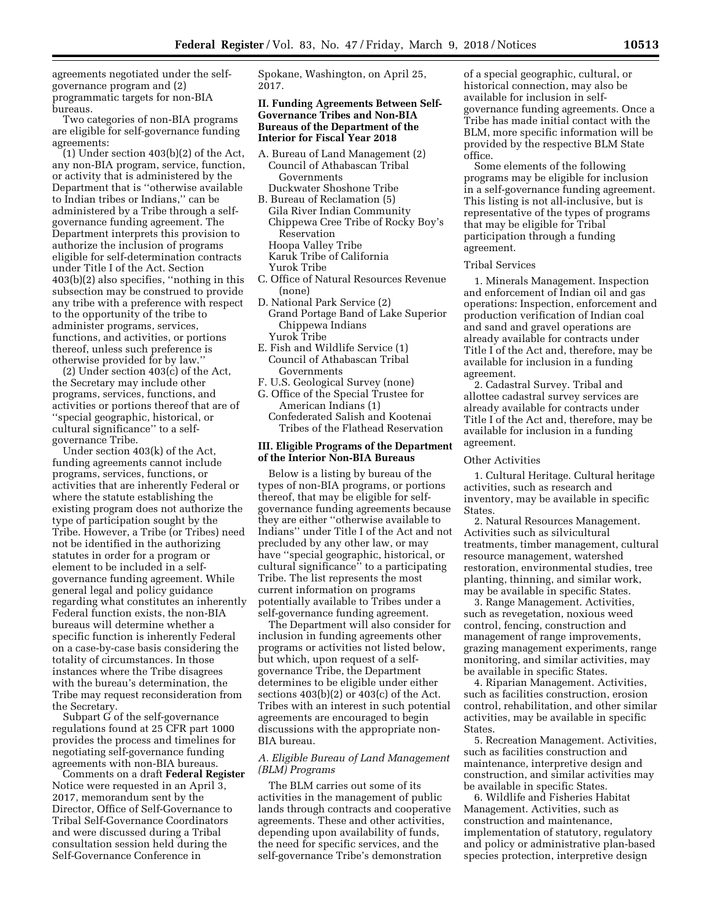agreements negotiated under the self-governance program and (2) programmatic targets for non-BIA bureaus.

Two categories of non-BIA programs are eligible for self-governance funding agreements:

(1) Under section 403(b)(2) of the Act, any non-BIA program, service, function, or activity that is administered by the Department that is "otherwise available to Indian tribes or Indians," can be administered by a Tribe through a self-governance funding agreement. The Department interprets this provision to authorize the inclusion of programs eligible for self-determination contracts under Title I of the Act. Section 403(b)(2) also specifies, "nothing in this subsection may be construed to provide any tribe with a preference with respect to the opportunity of the tribe to administer programs, services, functions, and activities, or portions thereof, unless such preference is otherwise provided for by law."

(2) Under section 403(c) of the Act, the Secretary may include other programs, services, functions, and activities or portions thereof that are of "special geographic, historical, or cultural significance" to a self-governance Tribe.

Under section 403(k) of the Act, funding agreements cannot include programs, services, functions, or activities that are inherently Federal or where the statute establishing the existing program does not authorize the type of participation sought by the Tribe. However, a Tribe (or Tribes) need not be identified in the authorizing statutes in order for a program or element to be included in a self-governance funding agreement. While general legal and policy guidance regarding what constitutes an inherently Federal function exists, the non-BIA bureaus will determine whether a specific function is inherently Federal on a case-by-case basis considering the totality of circumstances. In those instances where the Tribe disagrees with the bureau's determination, the Tribe may request reconsideration from the Secretary.

Subpart G of the self-governance regulations found at 25 CFR part 1000 provides the process and timelines for negotiating self-governance funding agreements with non-BIA bureaus.

Comments on a draft **Federal Register** Notice were requested in an April 3, 2017, memorandum sent by the Director, Office of Self-Governance to Tribal Self-Governance Coordinators and were discussed during a Tribal consultation session held during the Self-Governance Conference in Spokane, Washington, on April 25, 2017.

## II. Funding Agreements Between Self-Governance Tribes and Non-BIA Bureaus of the Department of the Interior for Fiscal Year 2018

A. Bureau of Land Management (2)
- Council of Athabascan Tribal Governments
- Duckwater Shoshone Tribe

B. Bureau of Reclamation (5)
- Gila River Indian Community
- Chippewa Cree Tribe of Rocky Boy's Reservation
- Hoopa Valley Tribe
- Karuk Tribe of California
- Yurok Tribe

C. Office of Natural Resources Revenue (none)

D. National Park Service (2)
- Grand Portage Band of Lake Superior Chippewa Indians
- Yurok Tribe

E. Fish and Wildlife Service (1)
- Council of Athabascan Tribal Governments

F. U.S. Geological Survey (none)

G. Office of the Special Trustee for American Indians (1)
- Confederated Salish and Kootenai Tribes of the Flathead Reservation

## III. Eligible Programs of the Department of the Interior Non-BIA Bureaus

Below is a listing by bureau of the types of non-BIA programs, or portions thereof, that may be eligible for self-governance funding agreements because they are either "otherwise available to Indians" under Title I of the Act and not precluded by any other law, or may have "special geographic, historical, or cultural significance" to a participating Tribe. The list represents the most current information on programs potentially available to Tribes under a self-governance funding agreement.

The Department will also consider for inclusion in funding agreements other programs or activities not listed below, but which, upon request of a self-governance Tribe, the Department determines to be eligible under either sections 403(b)(2) or 403(c) of the Act. Tribes with an interest in such potential agreements are encouraged to begin discussions with the appropriate non-BIA bureau.

### *A. Eligible Bureau of Land Management (BLM) Programs*

The BLM carries out some of its activities in the management of public lands through contracts and cooperative agreements. These and other activities, depending upon availability of funds, the need for specific services, and the self-governance Tribe's demonstration of a special geographic, cultural, or historical connection, may also be available for inclusion in self-governance funding agreements. Once a Tribe has made initial contact with the BLM, more specific information will be provided by the respective BLM State office.

Some elements of the following programs may be eligible for inclusion in a self-governance funding agreement. This listing is not all-inclusive, but is representative of the types of programs that may be eligible for Tribal participation through a funding agreement.

#### Tribal Services

1. Minerals Management. Inspection and enforcement of Indian oil and gas operations: Inspection, enforcement and production verification of Indian coal and sand and gravel operations are already available for contracts under Title I of the Act and, therefore, may be available for inclusion in a funding agreement.

2. Cadastral Survey. Tribal and allottee cadastral survey services are already available for contracts under Title I of the Act and, therefore, may be available for inclusion in a funding agreement.

#### Other Activities

1. Cultural Heritage. Cultural heritage activities, such as research and inventory, may be available in specific States.

2. Natural Resources Management. Activities such as silvicultural treatments, timber management, cultural resource management, watershed restoration, environmental studies, tree planting, thinning, and similar work, may be available in specific States.

3. Range Management. Activities, such as revegetation, noxious weed control, fencing, construction and management of range improvements, grazing management experiments, range monitoring, and similar activities, may be available in specific States.

4. Riparian Management. Activities, such as facilities construction, erosion control, rehabilitation, and other similar activities, may be available in specific States.

5. Recreation Management. Activities, such as facilities construction and maintenance, interpretive design and construction, and similar activities may be available in specific States.

6. Wildlife and Fisheries Habitat Management. Activities, such as construction and maintenance, implementation of statutory, regulatory and policy or administrative plan-based species protection, interpretive design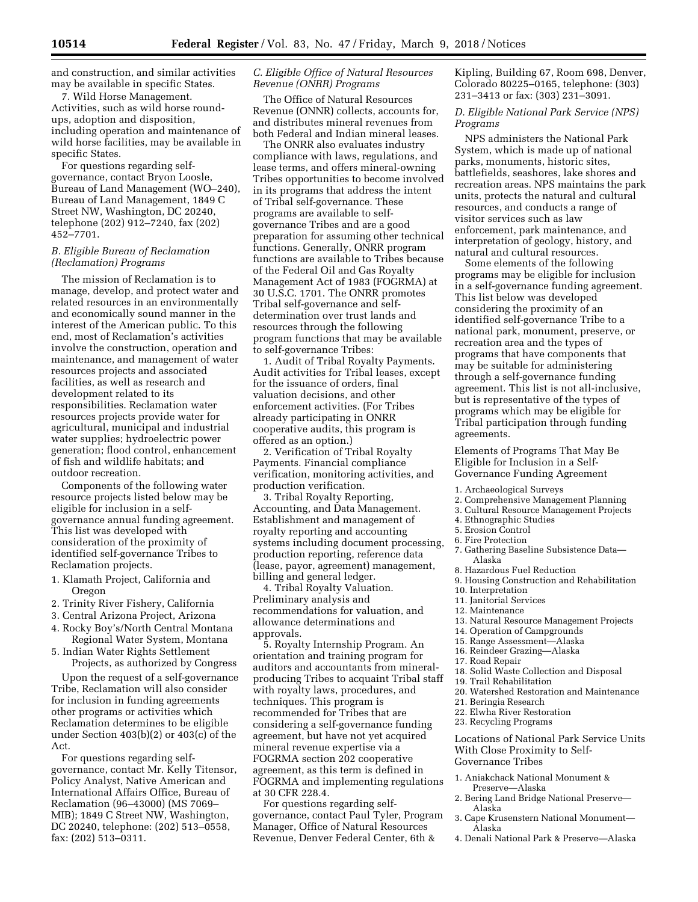and construction, and similar activities may be available in specific States.

7. Wild Horse Management. Activities, such as wild horse roundups, adoption and disposition, including operation and maintenance of wild horse facilities, may be available in specific States.

For questions regarding self-governance, contact Bryon Loosle, Bureau of Land Management (WO–240), Bureau of Land Management, 1849 C Street NW, Washington, DC 20240, telephone (202) 912–7240, fax (202) 452–7701.

### *B. Eligible Bureau of Reclamation (Reclamation) Programs*

The mission of Reclamation is to manage, develop, and protect water and related resources in an environmentally and economically sound manner in the interest of the American public. To this end, most of Reclamation's activities involve the construction, operation and maintenance, and management of water resources projects and associated facilities, as well as research and development related to its responsibilities. Reclamation water resources projects provide water for agricultural, municipal and industrial water supplies; hydroelectric power generation; flood control, enhancement of fish and wildlife habitats; and outdoor recreation.

Components of the following water resource projects listed below may be eligible for inclusion in a self-governance annual funding agreement. This list was developed with consideration of the proximity of identified self-governance Tribes to Reclamation projects.

1. Klamath Project, California and Oregon
2. Trinity River Fishery, California
3. Central Arizona Project, Arizona
4. Rocky Boy's/North Central Montana Regional Water System, Montana
5. Indian Water Rights Settlement Projects, as authorized by Congress

Upon the request of a self-governance Tribe, Reclamation will also consider for inclusion in funding agreements other programs or activities which Reclamation determines to be eligible under Section 403(b)(2) or 403(c) of the Act.

For questions regarding self-governance, contact Mr. Kelly Titensor, Policy Analyst, Native American and International Affairs Office, Bureau of Reclamation (96–43000) (MS 7069–MIB); 1849 C Street NW, Washington, DC 20240, telephone: (202) 513–0558, fax: (202) 513–0311.

### *C. Eligible Office of Natural Resources Revenue (ONRR) Programs*

The Office of Natural Resources Revenue (ONNR) collects, accounts for, and distributes mineral revenues from both Federal and Indian mineral leases.

The ONRR also evaluates industry compliance with laws, regulations, and lease terms, and offers mineral-owning Tribes opportunities to become involved in its programs that address the intent of Tribal self-governance. These programs are available to self-governance Tribes and are a good preparation for assuming other technical functions. Generally, ONRR program functions are available to Tribes because of the Federal Oil and Gas Royalty Management Act of 1983 (FOGRMA) at 30 U.S.C. 1701. The ONRR promotes Tribal self-governance and self-determination over trust lands and resources through the following program functions that may be available to self-governance Tribes:

1. Audit of Tribal Royalty Payments. Audit activities for Tribal leases, except for the issuance of orders, final valuation decisions, and other enforcement activities. (For Tribes already participating in ONRR cooperative audits, this program is offered as an option.)

2. Verification of Tribal Royalty Payments. Financial compliance verification, monitoring activities, and production verification.

3. Tribal Royalty Reporting, Accounting, and Data Management. Establishment and management of royalty reporting and accounting systems including document processing, production reporting, reference data (lease, payor, agreement) management, billing and general ledger.

4. Tribal Royalty Valuation. Preliminary analysis and recommendations for valuation, and allowance determinations and approvals.

5. Royalty Internship Program. An orientation and training program for auditors and accountants from mineral-producing Tribes to acquaint Tribal staff with royalty laws, procedures, and techniques. This program is recommended for Tribes that are considering a self-governance funding agreement, but have not yet acquired mineral revenue expertise via a FOGRMA section 202 cooperative agreement, as this term is defined in FOGRMA and implementing regulations at 30 CFR 228.4.

For questions regarding self-governance, contact Paul Tyler, Program Manager, Office of Natural Resources Revenue, Denver Federal Center, 6th & Kipling, Building 67, Room 698, Denver, Colorado 80225–0165, telephone: (303) 231–3413 or fax: (303) 231–3091.

### *D. Eligible National Park Service (NPS) Programs*

NPS administers the National Park System, which is made up of national parks, monuments, historic sites, battlefields, seashores, lake shores and recreation areas. NPS maintains the park units, protects the natural and cultural resources, and conducts a range of visitor services such as law enforcement, park maintenance, and interpretation of geology, history, and natural and cultural resources.

Some elements of the following programs may be eligible for inclusion in a self-governance funding agreement. This list below was developed considering the proximity of an identified self-governance Tribe to a national park, monument, preserve, or recreation area and the types of programs that have components that may be suitable for administering through a self-governance funding agreement. This list is not all-inclusive, but is representative of the types of programs which may be eligible for Tribal participation through funding agreements.

#### Elements of Programs That May Be Eligible for Inclusion in a Self-Governance Funding Agreement

1. Archaeological Surveys
2. Comprehensive Management Planning
3. Cultural Resource Management Projects
4. Ethnographic Studies
5. Erosion Control
6. Fire Protection
7. Gathering Baseline Subsistence Data—Alaska
8. Hazardous Fuel Reduction
9. Housing Construction and Rehabilitation
10. Interpretation
11. Janitorial Services
12. Maintenance
13. Natural Resource Management Projects
14. Operation of Campgrounds
15. Range Assessment—Alaska
16. Reindeer Grazing—Alaska
17. Road Repair
18. Solid Waste Collection and Disposal
19. Trail Rehabilitation
20. Watershed Restoration and Maintenance
21. Beringia Research
22. Elwha River Restoration
23. Recycling Programs

#### Locations of National Park Service Units With Close Proximity to Self-Governance Tribes

1. Aniakchack National Monument & Preserve—Alaska
2. Bering Land Bridge National Preserve—Alaska
3. Cape Krusenstern National Monument—Alaska
4. Denali National Park & Preserve—Alaska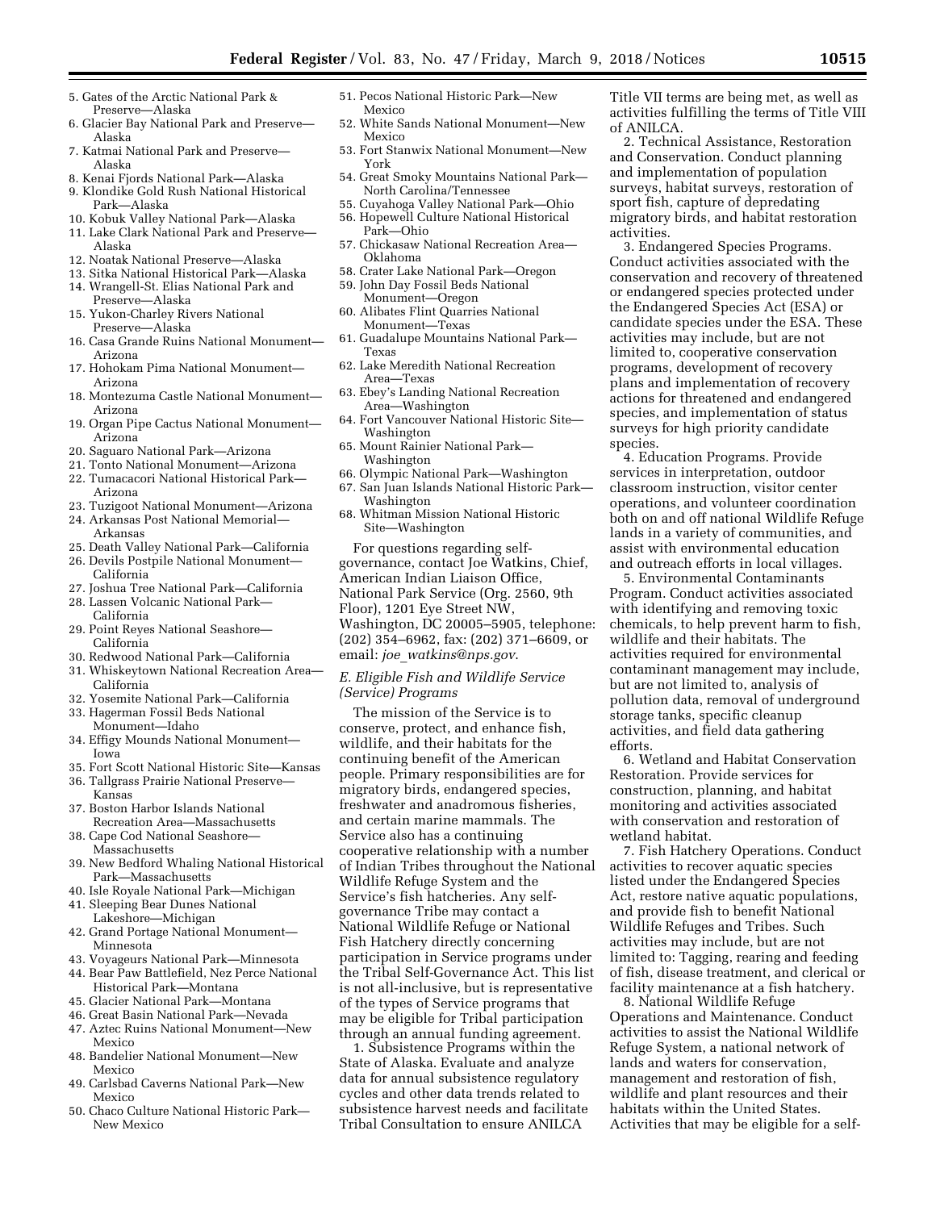5. Gates of the Arctic National Park & Preserve—Alaska
6. Glacier Bay National Park and Preserve—Alaska
7. Katmai National Park and Preserve—Alaska
8. Kenai Fjords National Park—Alaska
9. Klondike Gold Rush National Historical Park—Alaska
10. Kobuk Valley National Park—Alaska
11. Lake Clark National Park and Preserve—Alaska
12. Noatak National Preserve—Alaska
13. Sitka National Historical Park—Alaska
14. Wrangell-St. Elias National Park and Preserve—Alaska
15. Yukon-Charley Rivers National Preserve—Alaska
16. Casa Grande Ruins National Monument—Arizona
17. Hohokam Pima National Monument—Arizona
18. Montezuma Castle National Monument—Arizona
19. Organ Pipe Cactus National Monument—Arizona
20. Saguaro National Park—Arizona
21. Tonto National Monument—Arizona
22. Tumacacori National Historical Park—Arizona
23. Tuzigoot National Monument—Arizona
24. Arkansas Post National Memorial—Arkansas
25. Death Valley National Park—California
26. Devils Postpile National Monument—California
27. Joshua Tree National Park—California
28. Lassen Volcanic National Park—California
29. Point Reyes National Seashore—California
30. Redwood National Park—California
31. Whiskeytown National Recreation Area—California
32. Yosemite National Park—California
33. Hagerman Fossil Beds National Monument—Idaho
34. Effigy Mounds National Monument—Iowa
35. Fort Scott National Historic Site—Kansas
36. Tallgrass Prairie National Preserve—Kansas
37. Boston Harbor Islands National Recreation Area—Massachusetts
38. Cape Cod National Seashore—Massachusetts
39. New Bedford Whaling National Historical Park—Massachusetts
40. Isle Royale National Park—Michigan
41. Sleeping Bear Dunes National Lakeshore—Michigan
42. Grand Portage National Monument—Minnesota
43. Voyageurs National Park—Minnesota
44. Bear Paw Battlefield, Nez Perce National Historical Park—Montana
45. Glacier National Park—Montana
46. Great Basin National Park—Nevada
47. Aztec Ruins National Monument—New Mexico
48. Bandelier National Monument—New Mexico
49. Carlsbad Caverns National Park—New Mexico
50. Chaco Culture National Historic Park—New Mexico
51. Pecos National Historic Park—New Mexico
52. White Sands National Monument—New Mexico
53. Fort Stanwix National Monument—New York
54. Great Smoky Mountains National Park—North Carolina/Tennessee
55. Cuyahoga Valley National Park—Ohio
56. Hopewell Culture National Historical Park—Ohio
57. Chickasaw National Recreation Area—Oklahoma
58. Crater Lake National Park—Oregon
59. John Day Fossil Beds National Monument—Oregon
60. Alibates Flint Quarries National Monument—Texas
61. Guadalupe Mountains National Park—Texas
62. Lake Meredith National Recreation Area—Texas
63. Ebey's Landing National Recreation Area—Washington
64. Fort Vancouver National Historic Site—Washington
65. Mount Rainier National Park—Washington
66. Olympic National Park—Washington
67. San Juan Islands National Historic Park—Washington
68. Whitman Mission National Historic Site—Washington

For questions regarding self-governance, contact Joe Watkins, Chief, American Indian Liaison Office, National Park Service (Org. 2560, 9th Floor), 1201 Eye Street NW, Washington, DC 20005–5905, telephone: (202) 354–6962, fax: (202) 371–6609, or email: *joe_watkins@nps.gov*.

### *E. Eligible Fish and Wildlife Service (Service) Programs*

The mission of the Service is to conserve, protect, and enhance fish, wildlife, and their habitats for the continuing benefit of the American people. Primary responsibilities are for migratory birds, endangered species, freshwater and anadromous fisheries, and certain marine mammals. The Service also has a continuing cooperative relationship with a number of Indian Tribes throughout the National Wildlife Refuge System and the Service's fish hatcheries. Any self-governance Tribe may contact a National Wildlife Refuge or National Fish Hatchery directly concerning participation in Service programs under the Tribal Self-Governance Act. This list is not all-inclusive, but is representative of the types of Service programs that may be eligible for Tribal participation through an annual funding agreement.

1. Subsistence Programs within the State of Alaska. Evaluate and analyze data for annual subsistence regulatory cycles and other data trends related to subsistence harvest needs and facilitate Tribal Consultation to ensure ANILCA Title VII terms are being met, as well as activities fulfilling the terms of Title VIII of ANILCA.

2. Technical Assistance, Restoration and Conservation. Conduct planning and implementation of population surveys, habitat surveys, restoration of sport fish, capture of depredating migratory birds, and habitat restoration activities.

3. Endangered Species Programs. Conduct activities associated with the conservation and recovery of threatened or endangered species protected under the Endangered Species Act (ESA) or candidate species under the ESA. These activities may include, but are not limited to, cooperative conservation programs, development of recovery plans and implementation of recovery actions for threatened and endangered species, and implementation of status surveys for high priority candidate species.

4. Education Programs. Provide services in interpretation, outdoor classroom instruction, visitor center operations, and volunteer coordination both on and off national Wildlife Refuge lands in a variety of communities, and assist with environmental education and outreach efforts in local villages.

5. Environmental Contaminants Program. Conduct activities associated with identifying and removing toxic chemicals, to help prevent harm to fish, wildlife and their habitats. The activities required for environmental contaminant management may include, but are not limited to, analysis of pollution data, removal of underground storage tanks, specific cleanup activities, and field data gathering efforts.

6. Wetland and Habitat Conservation Restoration. Provide services for construction, planning, and habitat monitoring and activities associated with conservation and restoration of wetland habitat.

7. Fish Hatchery Operations. Conduct activities to recover aquatic species listed under the Endangered Species Act, restore native aquatic populations, and provide fish to benefit National Wildlife Refuges and Tribes. Such activities may include, but are not limited to: Tagging, rearing and feeding of fish, disease treatment, and clerical or facility maintenance at a fish hatchery.

8. National Wildlife Refuge Operations and Maintenance. Conduct activities to assist the National Wildlife Refuge System, a national network of lands and waters for conservation, management and restoration of fish, wildlife and plant resources and their habitats within the United States. Activities that may be eligible for a self-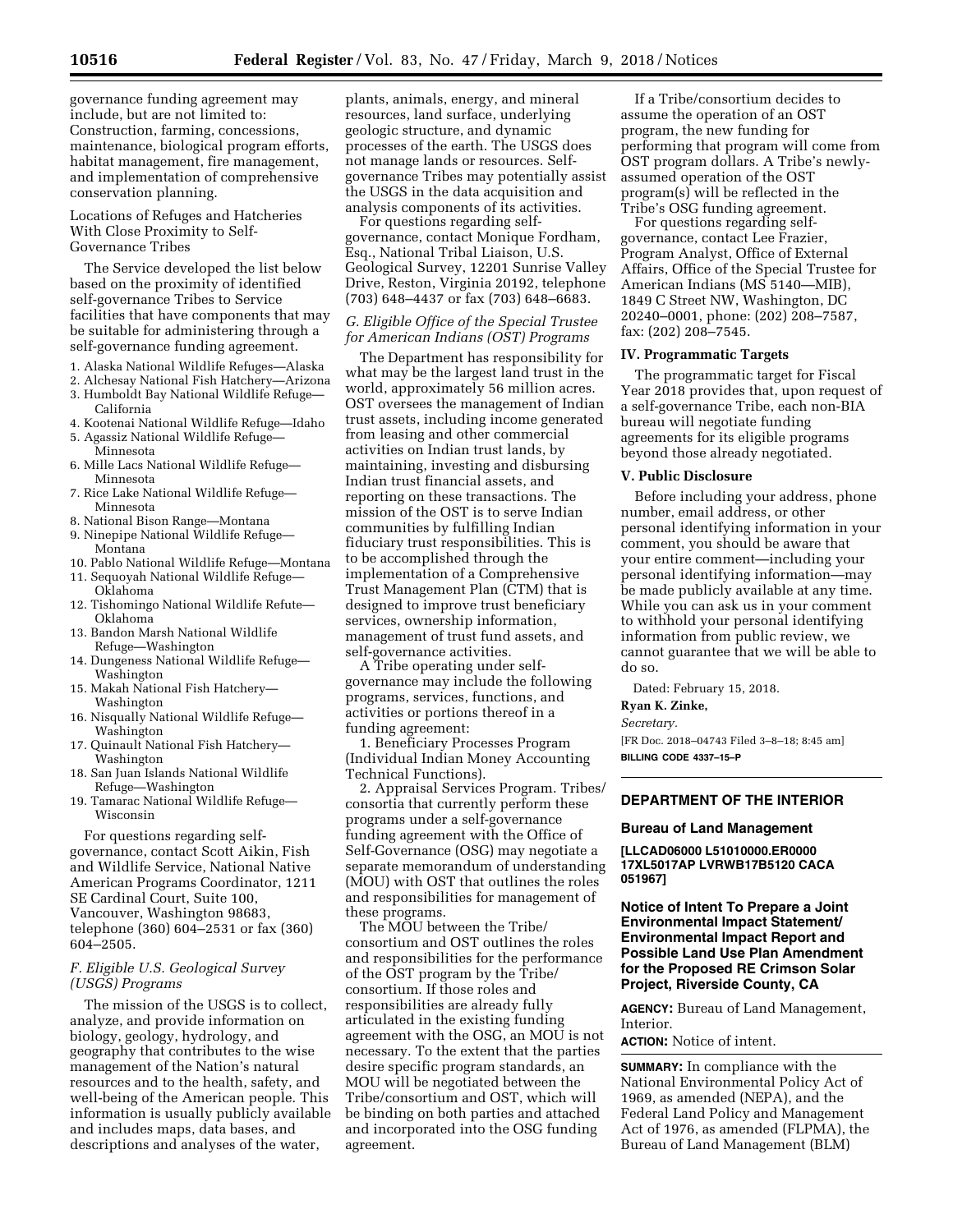governance funding agreement may include, but are not limited to: Construction, farming, concessions, maintenance, biological program efforts, habitat management, fire management, and implementation of comprehensive conservation planning.

Locations of Refuges and Hatcheries With Close Proximity to Self-Governance Tribes

The Service developed the list below based on the proximity of identified self-governance Tribes to Service facilities that have components that may be suitable for administering through a self-governance funding agreement.

1. Alaska National Wildlife Refuges—Alaska
2. Alchesay National Fish Hatchery—Arizona
3. Humboldt Bay National Wildlife Refuge—California
4. Kootenai National Wildlife Refuge—Idaho
5. Agassiz National Wildlife Refuge—Minnesota
6. Mille Lacs National Wildlife Refuge—Minnesota
7. Rice Lake National Wildlife Refuge—Minnesota
8. National Bison Range—Montana
9. Ninepipe National Wildlife Refuge—Montana
10. Pablo National Wildlife Refuge—Montana
11. Sequoyah National Wildlife Refuge—Oklahoma
12. Tishomingo National Wildlife Refute—Oklahoma
13. Bandon Marsh National Wildlife Refuge—Washington
14. Dungeness National Wildlife Refuge—Washington
15. Makah National Fish Hatchery—Washington
16. Nisqually National Wildlife Refuge—Washington
17. Quinault National Fish Hatchery—Washington
18. San Juan Islands National Wildlife Refuge—Washington
19. Tamarac National Wildlife Refuge—Wisconsin

For questions regarding self-governance, contact Scott Aikin, Fish and Wildlife Service, National Native American Programs Coordinator, 1211 SE Cardinal Court, Suite 100, Vancouver, Washington 98683, telephone (360) 604–2531 or fax (360) 604–2505.

### *F. Eligible U.S. Geological Survey (USGS) Programs*

The mission of the USGS is to collect, analyze, and provide information on biology, geology, hydrology, and geography that contributes to the wise management of the Nation's natural resources and to the health, safety, and well-being of the American people. This information is usually publicly available and includes maps, data bases, and descriptions and analyses of the water, plants, animals, energy, and mineral resources, land surface, underlying geologic structure, and dynamic processes of the earth. The USGS does not manage lands or resources. Self-governance Tribes may potentially assist the USGS in the data acquisition and analysis components of its activities.

For questions regarding self-governance, contact Monique Fordham, Esq., National Tribal Liaison, U.S. Geological Survey, 12201 Sunrise Valley Drive, Reston, Virginia 20192, telephone (703) 648–4437 or fax (703) 648–6683.

### *G. Eligible Office of the Special Trustee for American Indians (OST) Programs*

The Department has responsibility for what may be the largest land trust in the world, approximately 56 million acres. OST oversees the management of Indian trust assets, including income generated from leasing and other commercial activities on Indian trust lands, by maintaining, investing and disbursing Indian trust financial assets, and reporting on these transactions. The mission of the OST is to serve Indian communities by fulfilling Indian fiduciary trust responsibilities. This is to be accomplished through the implementation of a Comprehensive Trust Management Plan (CTM) that is designed to improve trust beneficiary services, ownership information, management of trust fund assets, and self-governance activities.

A Tribe operating under self-governance may include the following programs, services, functions, and activities or portions thereof in a funding agreement:

1. Beneficiary Processes Program (Individual Indian Money Accounting Technical Functions).
2. Appraisal Services Program. Tribes/consortia that currently perform these programs under a self-governance funding agreement with the Office of Self-Governance (OSG) may negotiate a separate memorandum of understanding (MOU) with OST that outlines the roles and responsibilities for management of these programs.

The MOU between the Tribe/consortium and OST outlines the roles and responsibilities for the performance of the OST program by the Tribe/consortium. If those roles and responsibilities are already fully articulated in the existing funding agreement with the OSG, an MOU is not necessary. To the extent that the parties desire specific program standards, an MOU will be negotiated between the Tribe/consortium and OST, which will be binding on both parties and attached and incorporated into the OSG funding agreement.

If a Tribe/consortium decides to assume the operation of an OST program, the new funding for performing that program will come from OST program dollars. A Tribe's newly-assumed operation of the OST program(s) will be reflected in the Tribe's OSG funding agreement.

For questions regarding self-governance, contact Lee Frazier, Program Analyst, Office of External Affairs, Office of the Special Trustee for American Indians (MS 5140—MIB), 1849 C Street NW, Washington, DC 20240–0001, phone: (202) 208–7587, fax: (202) 208–7545.

## IV. Programmatic Targets

The programmatic target for Fiscal Year 2018 provides that, upon request of a self-governance Tribe, each non-BIA bureau will negotiate funding agreements for its eligible programs beyond those already negotiated.

## V. Public Disclosure

Before including your address, phone number, email address, or other personal identifying information in your comment, you should be aware that your entire comment—including your personal identifying information—may be made publicly available at any time. While you can ask us in your comment to withhold your personal identifying information from public review, we cannot guarantee that we will be able to do so.

Dated: February 15, 2018.

**Ryan K. Zinke,**

*Secretary.*

[FR Doc. 2018–04743 Filed 3–8–18; 8:45 am]

**BILLING CODE 4337–15–P**

---

# DEPARTMENT OF THE INTERIOR

## Bureau of Land Management

**[LLCAD06000 L51010000.ER0000 17XL5017AP LVRWB17B5120 CACA 051967]**

## Notice of Intent To Prepare a Joint Environmental Impact Statement/Environmental Impact Report and Possible Land Use Plan Amendment for the Proposed RE Crimson Solar Project, Riverside County, CA

**AGENCY:** Bureau of Land Management, Interior.

**ACTION:** Notice of intent.

**SUMMARY:** In compliance with the National Environmental Policy Act of 1969, as amended (NEPA), and the Federal Land Policy and Management Act of 1976, as amended (FLPMA), the Bureau of Land Management (BLM)